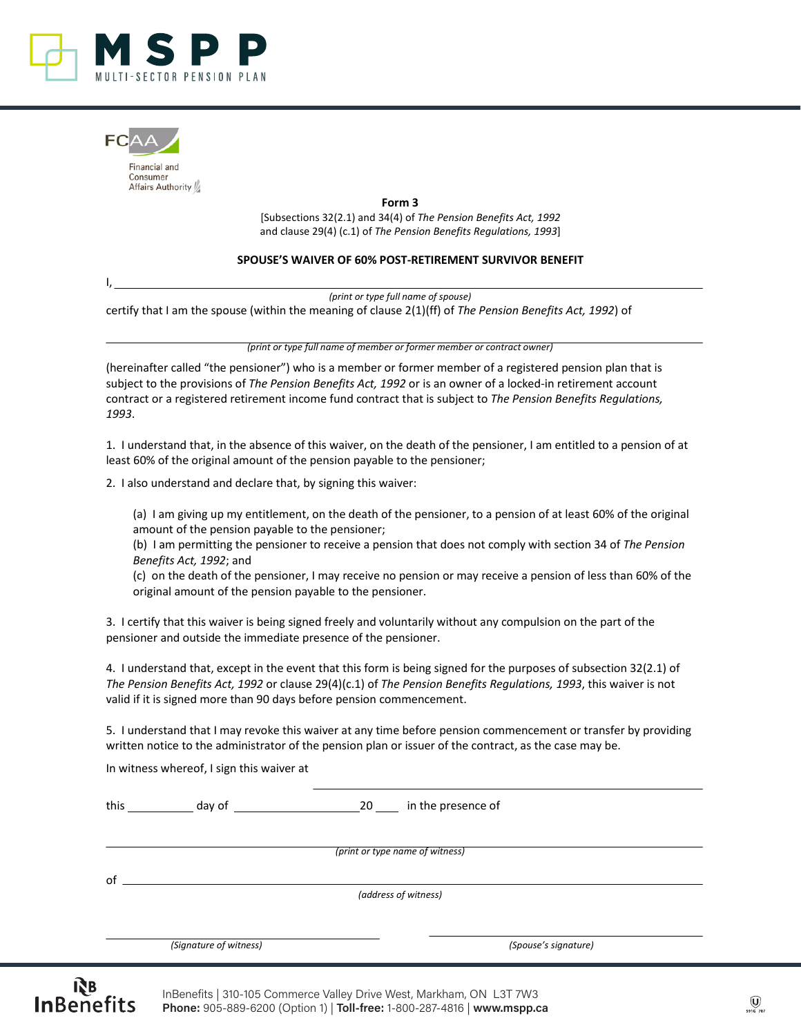MSPP
MULTI-SECTOR PENSION PLAN

FCAA
Financial and Consumer Affairs Authority

**Form 3**

[Subsections 32(2.1) and 34(4) of *The Pension Benefits Act, 1992* and clause 29(4) (c.1) of *The Pension Benefits Regulations, 1993*]

**SPOUSE'S WAIVER OF 60% POST-RETIREMENT SURVIVOR BENEFIT**

I, ______________________________________________
*(print or type full name of spouse)*

certify that I am the spouse (within the meaning of clause 2(1)(ff) of *The Pension Benefits Act, 1992*) of

______________________________________________
*(print or type full name of member or former member or contract owner)*

(hereinafter called "the pensioner") who is a member or former member of a registered pension plan that is subject to the provisions of *The Pension Benefits Act, 1992* or is an owner of a locked-in retirement account contract or a registered retirement income fund contract that is subject to *The Pension Benefits Regulations, 1993*.

1. I understand that, in the absence of this waiver, on the death of the pensioner, I am entitled to a pension of at least 60% of the original amount of the pension payable to the pensioner;

2. I also understand and declare that, by signing this waiver:

   (a) I am giving up my entitlement, on the death of the pensioner, to a pension of at least 60% of the original amount of the pension payable to the pensioner;
   (b) I am permitting the pensioner to receive a pension that does not comply with section 34 of *The Pension Benefits Act, 1992*; and
   (c) on the death of the pensioner, I may receive no pension or may receive a pension of less than 60% of the original amount of the pension payable to the pensioner.

3. I certify that this waiver is being signed freely and voluntarily without any compulsion on the part of the pensioner and outside the immediate presence of the pensioner.

4. I understand that, except in the event that this form is being signed for the purposes of subsection 32(2.1) of *The Pension Benefits Act, 1992* or clause 29(4)(c.1) of *The Pension Benefits Regulations, 1993*, this waiver is not valid if it is signed more than 90 days before pension commencement.

5. I understand that I may revoke this waiver at any time before pension commencement or transfer by providing written notice to the administrator of the pension plan or issuer of the contract, as the case may be.

In witness whereof, I sign this waiver at ______________________________

this __________ day of ____________________ 20 ____ in the presence of

______________________________________________
*(print or type name of witness)*

of ______________________________________________
*(address of witness)*

______________________ ______________________
*(Signature of witness)* *(Spouse's signature)*

InBenefits | 310-105 Commerce Valley Drive West, Markham, ON L3T 7W3
**Phone:** 905-889-6200 (Option 1) | **Toll-free:** 1-800-287-4816 | **www.mspp.ca**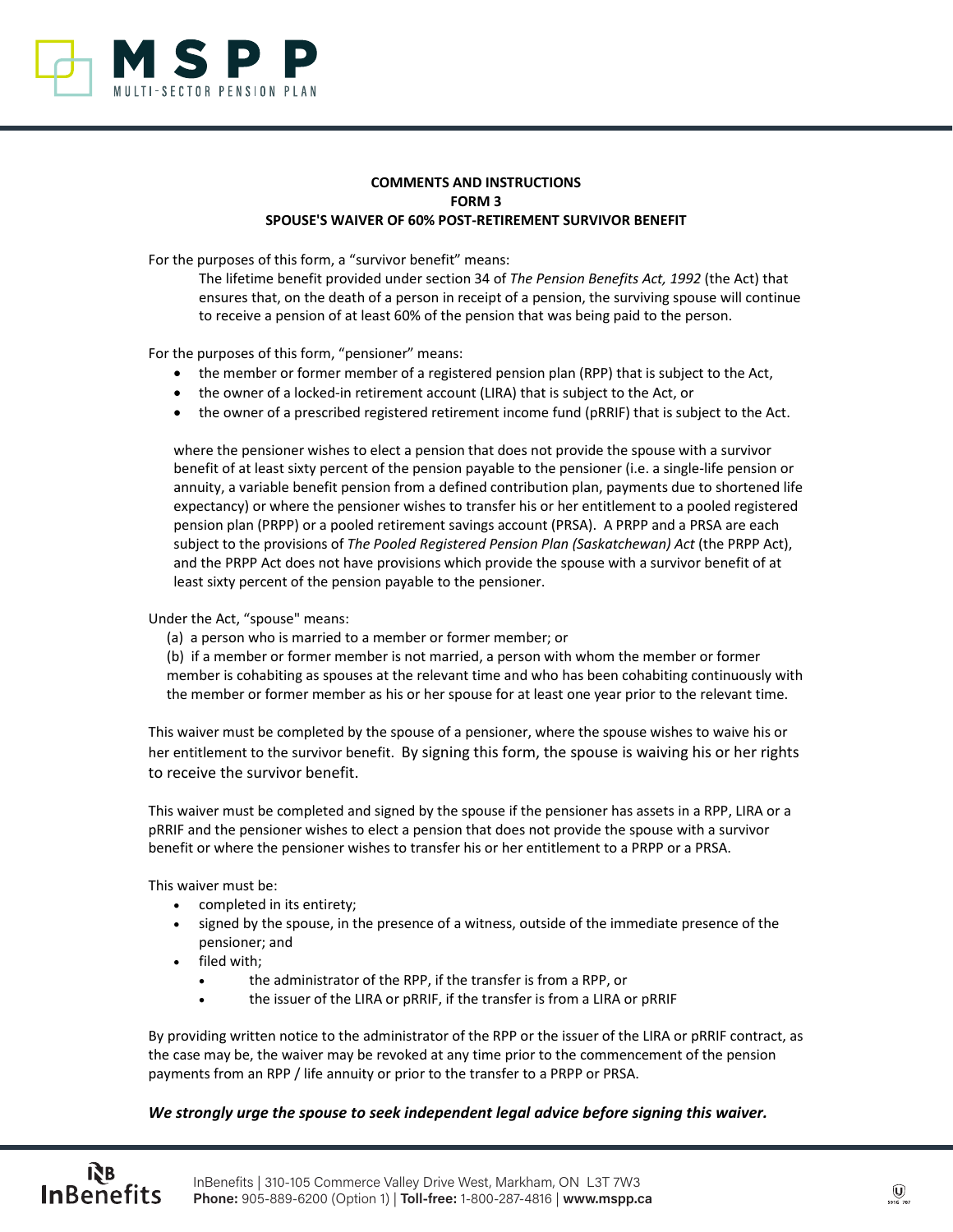**COMMENTS AND INSTRUCTIONS**
**FORM 3**
**SPOUSE'S WAIVER OF 60% POST-RETIREMENT SURVIVOR BENEFIT**

For the purposes of this form, a "survivor benefit" means:

The lifetime benefit provided under section 34 of *The Pension Benefits Act, 1992* (the Act) that ensures that, on the death of a person in receipt of a pension, the surviving spouse will continue to receive a pension of at least 60% of the pension that was being paid to the person.

For the purposes of this form, "pensioner" means:

- the member or former member of a registered pension plan (RPP) that is subject to the Act,
- the owner of a locked-in retirement account (LIRA) that is subject to the Act, or
- the owner of a prescribed registered retirement income fund (pRRIF) that is subject to the Act.

where the pensioner wishes to elect a pension that does not provide the spouse with a survivor benefit of at least sixty percent of the pension payable to the pensioner (i.e. a single-life pension or annuity, a variable benefit pension from a defined contribution plan, payments due to shortened life expectancy) or where the pensioner wishes to transfer his or her entitlement to a pooled registered pension plan (PRPP) or a pooled retirement savings account (PRSA). A PRPP and a PRSA are each subject to the provisions of *The Pooled Registered Pension Plan (Saskatchewan) Act* (the PRPP Act), and the PRPP Act does not have provisions which provide the spouse with a survivor benefit of at least sixty percent of the pension payable to the pensioner.

Under the Act, "spouse" means:

(a) a person who is married to a member or former member; or
(b) if a member or former member is not married, a person with whom the member or former member is cohabiting as spouses at the relevant time and who has been cohabiting continuously with the member or former member as his or her spouse for at least one year prior to the relevant time.

This waiver must be completed by the spouse of a pensioner, where the spouse wishes to waive his or her entitlement to the survivor benefit. By signing this form, the spouse is waiving his or her rights to receive the survivor benefit.

This waiver must be completed and signed by the spouse if the pensioner has assets in a RPP, LIRA or a pRRIF and the pensioner wishes to elect a pension that does not provide the spouse with a survivor benefit or where the pensioner wishes to transfer his or her entitlement to a PRPP or a PRSA.

This waiver must be:

- completed in its entirety;
- signed by the spouse, in the presence of a witness, outside of the immediate presence of the pensioner; and
- filed with;
  - the administrator of the RPP, if the transfer is from a RPP, or
  - the issuer of the LIRA or pRRIF, if the transfer is from a LIRA or pRRIF

By providing written notice to the administrator of the RPP or the issuer of the LIRA or pRRIF contract, as the case may be, the waiver may be revoked at any time prior to the commencement of the pension payments from an RPP / life annuity or prior to the transfer to a PRPP or PRSA.

***We strongly urge the spouse to seek independent legal advice before signing this waiver.***